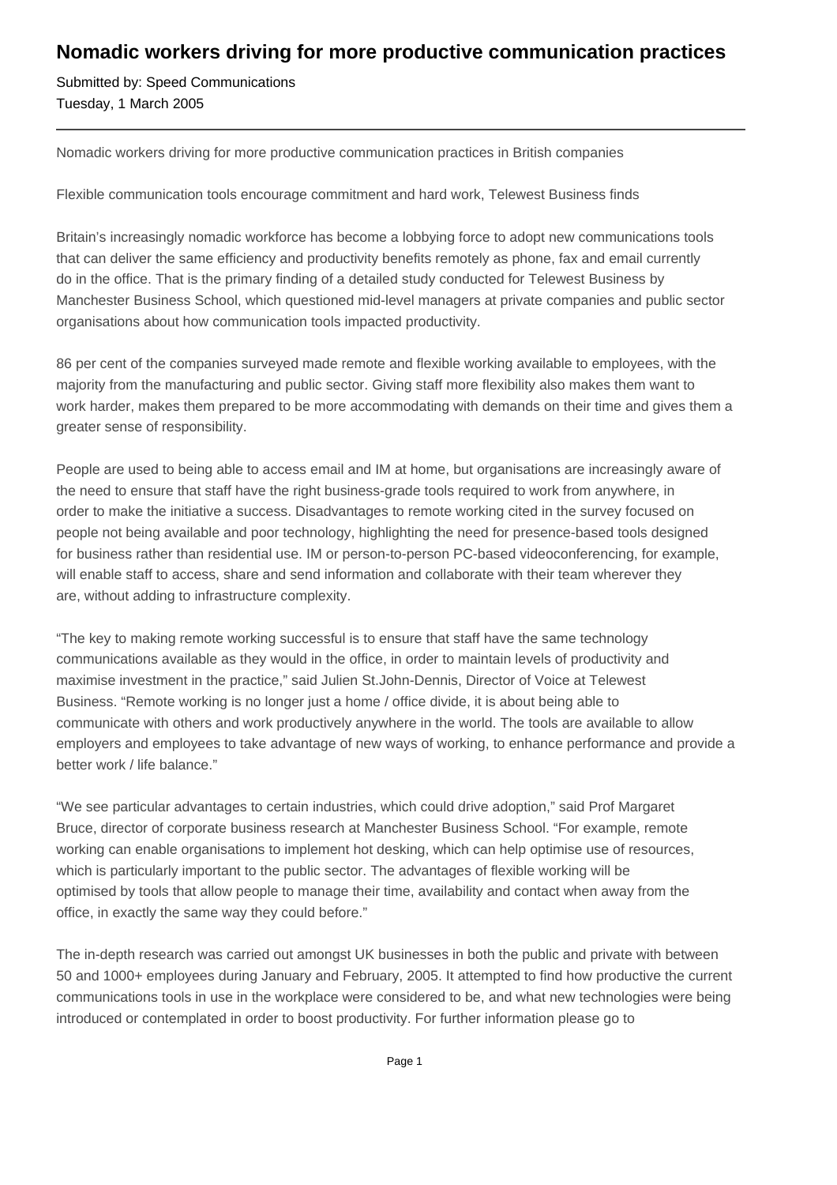# Nomadic workers driving for more productive communication practices

Submitted by: Speed Communications
Tuesday, 1 March 2005

---

Nomadic workers driving for more productive communication practices in British companies

Flexible communication tools encourage commitment and hard work, Telewest Business finds

Britain's increasingly nomadic workforce has become a lobbying force to adopt new communications tools that can deliver the same efficiency and productivity benefits remotely as phone, fax and email currently do in the office. That is the primary finding of a detailed study conducted for Telewest Business by Manchester Business School, which questioned mid-level managers at private companies and public sector organisations about how communication tools impacted productivity.

86 per cent of the companies surveyed made remote and flexible working available to employees, with the majority from the manufacturing and public sector. Giving staff more flexibility also makes them want to work harder, makes them prepared to be more accommodating with demands on their time and gives them a greater sense of responsibility.

People are used to being able to access email and IM at home, but organisations are increasingly aware of the need to ensure that staff have the right business-grade tools required to work from anywhere, in order to make the initiative a success. Disadvantages to remote working cited in the survey focused on people not being available and poor technology, highlighting the need for presence-based tools designed for business rather than residential use. IM or person-to-person PC-based videoconferencing, for example, will enable staff to access, share and send information and collaborate with their team wherever they are, without adding to infrastructure complexity.

"The key to making remote working successful is to ensure that staff have the same technology communications available as they would in the office, in order to maintain levels of productivity and maximise investment in the practice," said Julien St.John-Dennis, Director of Voice at Telewest Business. "Remote working is no longer just a home / office divide, it is about being able to communicate with others and work productively anywhere in the world. The tools are available to allow employers and employees to take advantage of new ways of working, to enhance performance and provide a better work / life balance."

"We see particular advantages to certain industries, which could drive adoption," said Prof Margaret Bruce, director of corporate business research at Manchester Business School. "For example, remote working can enable organisations to implement hot desking, which can help optimise use of resources, which is particularly important to the public sector. The advantages of flexible working will be optimised by tools that allow people to manage their time, availability and contact when away from the office, in exactly the same way they could before."

The in-depth research was carried out amongst UK businesses in both the public and private with between 50 and 1000+ employees during January and February, 2005. It attempted to find how productive the current communications tools in use in the workplace were considered to be, and what new technologies were being introduced or contemplated in order to boost productivity. For further information please go to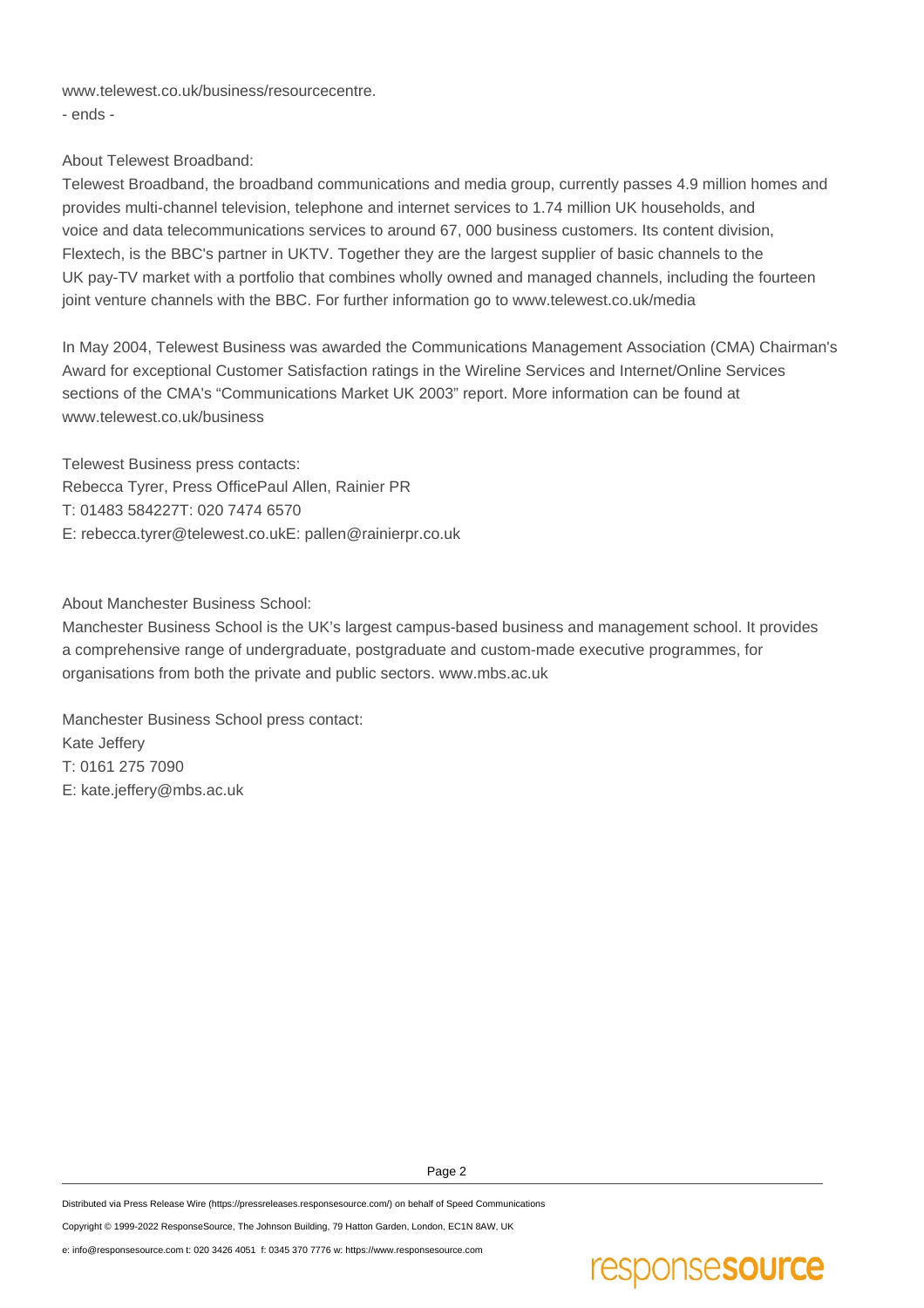www.telewest.co.uk/business/resourcecentre.

- ends -

About Telewest Broadband:

Telewest Broadband, the broadband communications and media group, currently passes 4.9 million homes and provides multi-channel television, telephone and internet services to 1.74 million UK households, and voice and data telecommunications services to around 67, 000 business customers. Its content division, Flextech, is the BBC's partner in UKTV. Together they are the largest supplier of basic channels to the UK pay-TV market with a portfolio that combines wholly owned and managed channels, including the fourteen joint venture channels with the BBC. For further information go to www.telewest.co.uk/media

In May 2004, Telewest Business was awarded the Communications Management Association (CMA) Chairman's Award for exceptional Customer Satisfaction ratings in the Wireline Services and Internet/Online Services sections of the CMA's "Communications Market UK 2003" report. More information can be found at www.telewest.co.uk/business

Telewest Business press contacts:

Rebecca Tyrer, Press OfficePaul Allen, Rainier PR

T: 01483 584227T: 020 7474 6570

E: rebecca.tyrer@telewest.co.ukE: pallen@rainierpr.co.uk

About Manchester Business School:

Manchester Business School is the UK's largest campus-based business and management school. It provides a comprehensive range of undergraduate, postgraduate and custom-made executive programmes, for organisations from both the private and public sectors. www.mbs.ac.uk

Manchester Business School press contact:

Kate Jeffery

T: 0161 275 7090

E: kate.jeffery@mbs.ac.uk